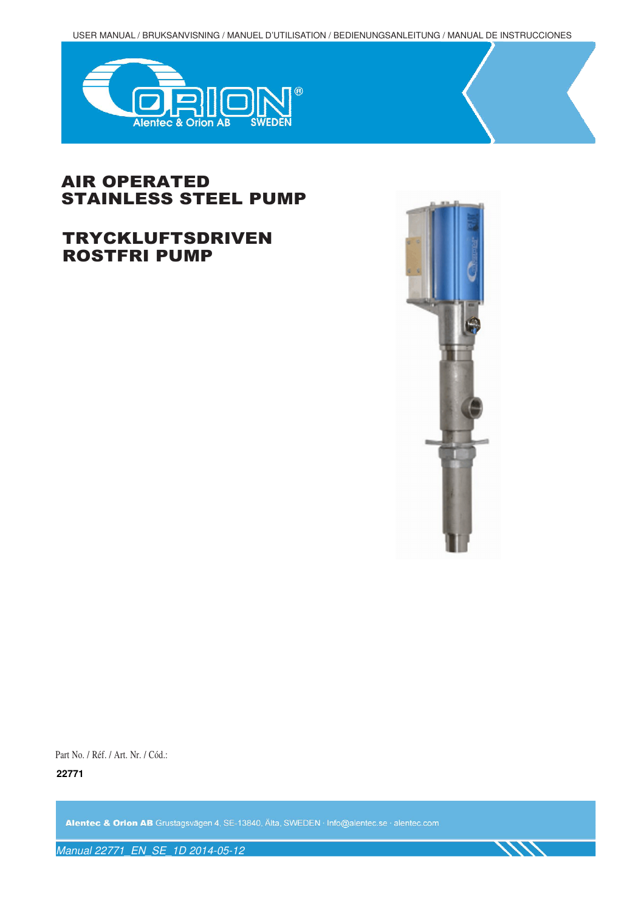USER MANUAL / BRUKSANVISNING / MANUEL D'UTILISATION / BEDIENUNGSANLEITUNG / MANUAL DE INSTRUCCIONES

ORION®
Alentec & Orion AB SWEDEN

# AIR OPERATED STAINLESS STEEL PUMP

# TRYCKLUFTSDRIVEN ROSTFRI PUMP

Part No. / Réf. / Art. Nr. / Cód.:

**22771**

**Alentec & Orion AB** Grustagsvägen 4, SE-13840, Älta, SWEDEN · Info@alentec.se · alentec.com

*Manual 22771_EN_SE_1D 2014-05-12*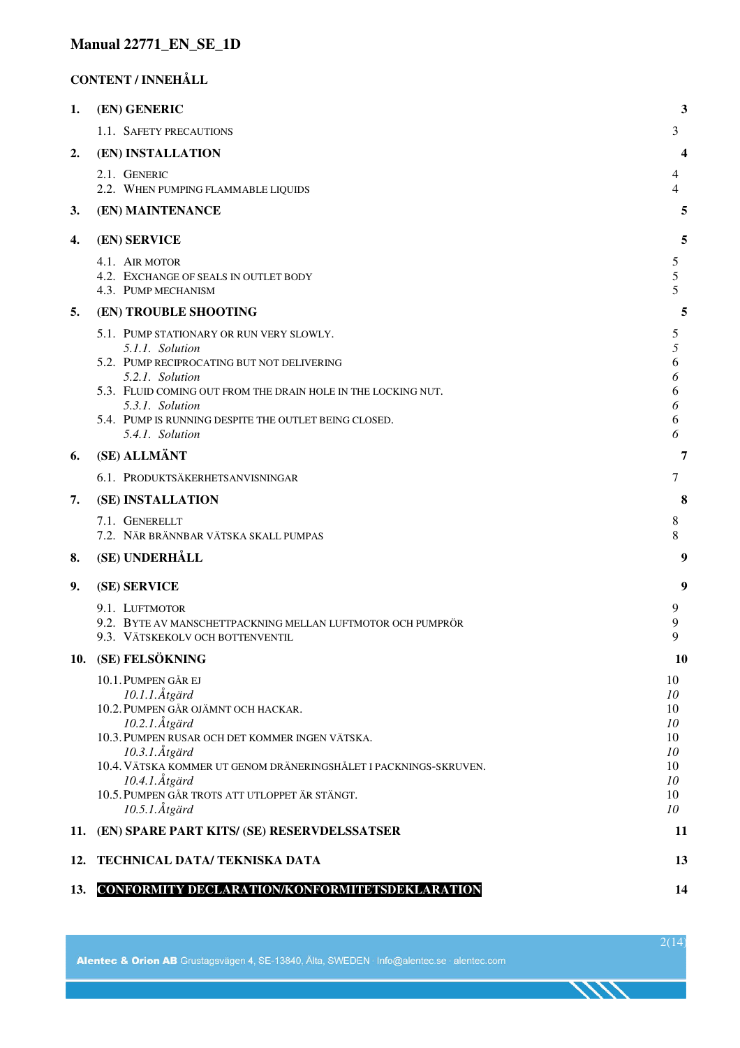**Manual 22771_EN_SE_1D**

**CONTENT / INNEHÅLL**

| | | |
|---|---|---|
| **1.** | **(EN) GENERIC** | **3** |
| | 1.1. SAFETY PRECAUTIONS | 3 |
| **2.** | **(EN) INSTALLATION** | **4** |
| | 2.1. GENERIC | 4 |
| | 2.2. WHEN PUMPING FLAMMABLE LIQUIDS | 4 |
| **3.** | **(EN) MAINTENANCE** | **5** |
| **4.** | **(EN) SERVICE** | **5** |
| | 4.1. AIR MOTOR | 5 |
| | 4.2. EXCHANGE OF SEALS IN OUTLET BODY | 5 |
| | 4.3. PUMP MECHANISM | 5 |
| **5.** | **(EN) TROUBLE SHOOTING** | **5** |
| | 5.1. PUMP STATIONARY OR RUN VERY SLOWLY. | 5 |
| | *5.1.1. Solution* | *5* |
| | 5.2. PUMP RECIPROCATING BUT NOT DELIVERING | 6 |
| | *5.2.1. Solution* | *6* |
| | 5.3. FLUID COMING OUT FROM THE DRAIN HOLE IN THE LOCKING NUT. | 6 |
| | *5.3.1. Solution* | *6* |
| | 5.4. PUMP IS RUNNING DESPITE THE OUTLET BEING CLOSED. | 6 |
| | *5.4.1. Solution* | *6* |
| **6.** | **(SE) ALLMÄNT** | **7** |
| | 6.1. PRODUKTSÄKERHETSANVISNINGAR | 7 |
| **7.** | **(SE) INSTALLATION** | **8** |
| | 7.1. GENERELLT | 8 |
| | 7.2. NÄR BRÄNNBAR VÄTSKA SKALL PUMPAS | 8 |
| **8.** | **(SE) UNDERHÅLL** | **9** |
| **9.** | **(SE) SERVICE** | **9** |
| | 9.1. LUFTMOTOR | 9 |
| | 9.2. BYTE AV MANSCHETTPACKNING MELLAN LUFTMOTOR OCH PUMPRÖR | 9 |
| | 9.3. VÄTSKEKOLV OCH BOTTENVENTIL | 9 |
| **10.** | **(SE) FELSÖKNING** | **10** |
| | 10.1. PUMPEN GÅR EJ | 10 |
| | *10.1.1. Åtgärd* | *10* |
| | 10.2. PUMPEN GÅR OJÄMNT OCH HACKAR. | 10 |
| | *10.2.1. Åtgärd* | *10* |
| | 10.3. PUMPEN RUSAR OCH DET KOMMER INGEN VÄTSKA. | 10 |
| | *10.3.1. Åtgärd* | *10* |
| | 10.4. VÄTSKA KOMMER UT GENOM DRÄNERINGSHÅLET I PACKNINGS-SKRUVEN. | 10 |
| | *10.4.1. Åtgärd* | *10* |
| | 10.5. PUMPEN GÅR TROTS ATT UTLOPPET ÄR STÄNGT. | 10 |
| | *10.5.1. Åtgärd* | *10* |
| **11.** | **(EN) SPARE PART KITS/ (SE) RESERVDELSSATSER** | **11** |
| **12.** | **TECHNICAL DATA/ TEKNISKA DATA** | **13** |
| **13.** | **CONFORMITY DECLARATION/KONFORMITETSDEKLARATION** | **14** |

Alentec & Orion AB Grustagsvägen 4, SE-13840, Älta, SWEDEN · Info@alentec.se · alentec.com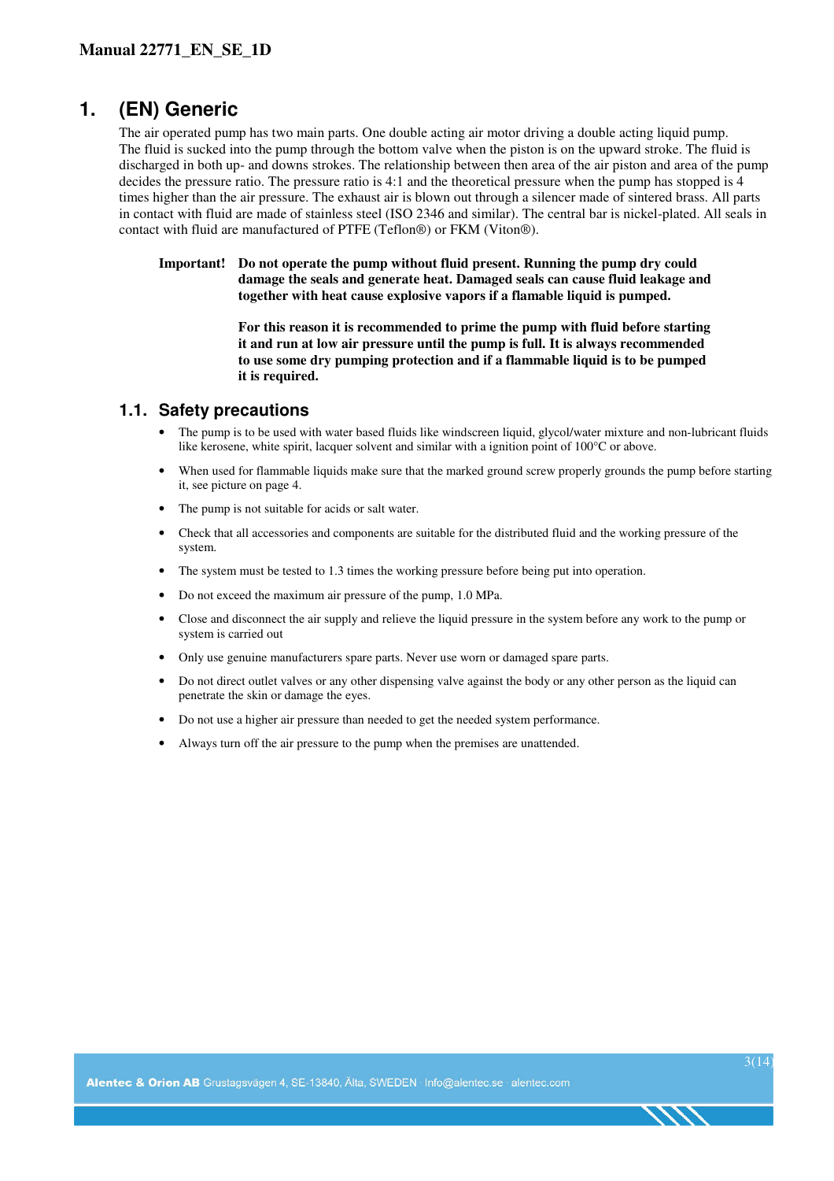# 1. (EN) Generic

The air operated pump has two main parts. One double acting air motor driving a double acting liquid pump. The fluid is sucked into the pump through the bottom valve when the piston is on the upward stroke. The fluid is discharged in both up- and downs strokes. The relationship between then area of the air piston and area of the pump decides the pressure ratio. The pressure ratio is 4:1 and the theoretical pressure when the pump has stopped is 4 times higher than the air pressure. The exhaust air is blown out through a silencer made of sintered brass. All parts in contact with fluid are made of stainless steel (ISO 2346 and similar). The central bar is nickel-plated. All seals in contact with fluid are manufactured of PTFE (Teflon®) or FKM (Viton®).

**Important! Do not operate the pump without fluid present. Running the pump dry could damage the seals and generate heat. Damaged seals can cause fluid leakage and together with heat cause explosive vapors if a flamable liquid is pumped.**

**For this reason it is recommended to prime the pump with fluid before starting it and run at low air pressure until the pump is full. It is always recommended to use some dry pumping protection and if a flammable liquid is to be pumped it is required.**

## 1.1. Safety precautions

- The pump is to be used with water based fluids like windscreen liquid, glycol/water mixture and non-lubricant fluids like kerosene, white spirit, lacquer solvent and similar with a ignition point of 100°C or above.
- When used for flammable liquids make sure that the marked ground screw properly grounds the pump before starting it, see picture on page 4.
- The pump is not suitable for acids or salt water.
- Check that all accessories and components are suitable for the distributed fluid and the working pressure of the system.
- The system must be tested to 1.3 times the working pressure before being put into operation.
- Do not exceed the maximum air pressure of the pump, 1.0 MPa.
- Close and disconnect the air supply and relieve the liquid pressure in the system before any work to the pump or system is carried out
- Only use genuine manufacturers spare parts. Never use worn or damaged spare parts.
- Do not direct outlet valves or any other dispensing valve against the body or any other person as the liquid can penetrate the skin or damage the eyes.
- Do not use a higher air pressure than needed to get the needed system performance.
- Always turn off the air pressure to the pump when the premises are unattended.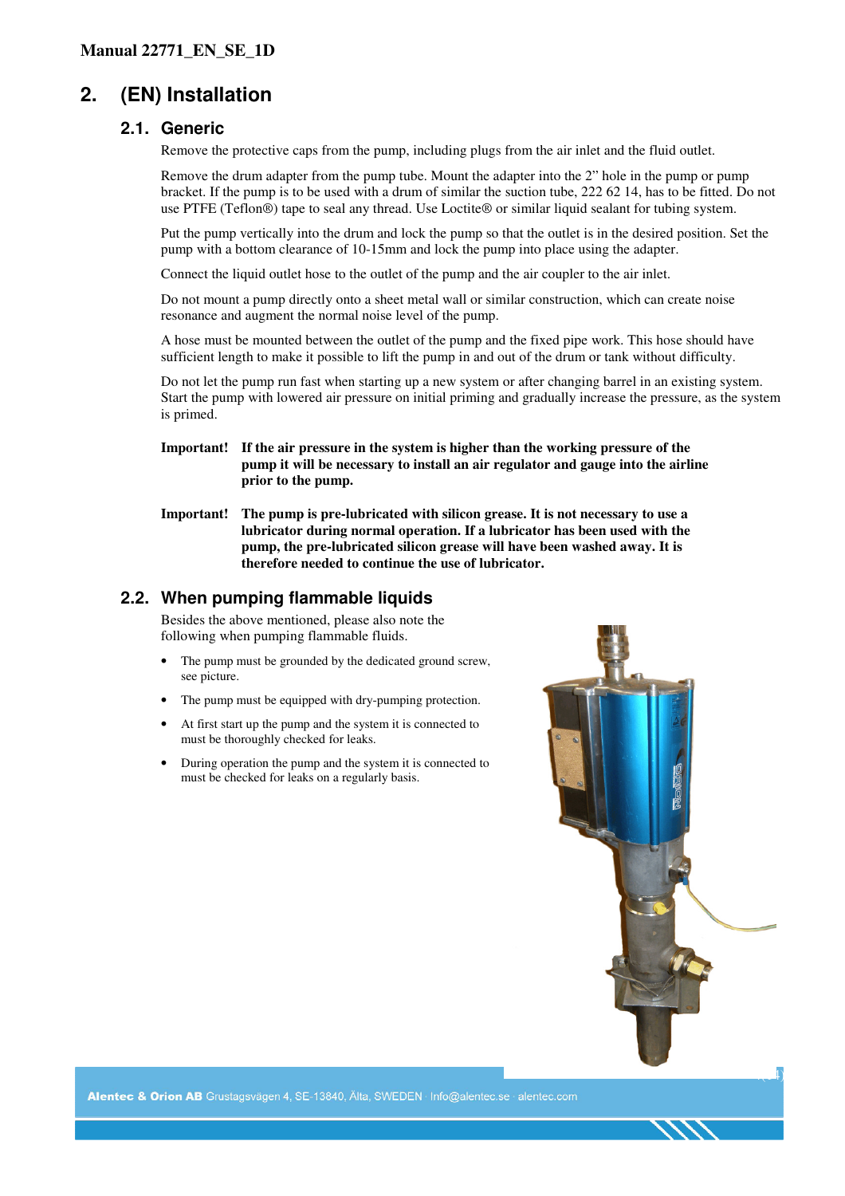## 2. (EN) Installation

### 2.1. Generic

Remove the protective caps from the pump, including plugs from the air inlet and the fluid outlet.

Remove the drum adapter from the pump tube. Mount the adapter into the 2" hole in the pump or pump bracket. If the pump is to be used with a drum of similar the suction tube, 222 62 14, has to be fitted. Do not use PTFE (Teflon®) tape to seal any thread. Use Loctite® or similar liquid sealant for tubing system.

Put the pump vertically into the drum and lock the pump so that the outlet is in the desired position. Set the pump with a bottom clearance of 10-15mm and lock the pump into place using the adapter.

Connect the liquid outlet hose to the outlet of the pump and the air coupler to the air inlet.

Do not mount a pump directly onto a sheet metal wall or similar construction, which can create noise resonance and augment the normal noise level of the pump.

A hose must be mounted between the outlet of the pump and the fixed pipe work. This hose should have sufficient length to make it possible to lift the pump in and out of the drum or tank without difficulty.

Do not let the pump run fast when starting up a new system or after changing barrel in an existing system. Start the pump with lowered air pressure on initial priming and gradually increase the pressure, as the system is primed.

**Important!** **If the air pressure in the system is higher than the working pressure of the pump it will be necessary to install an air regulator and gauge into the airline prior to the pump.**

**Important!** **The pump is pre-lubricated with silicon grease. It is not necessary to use a lubricator during normal operation. If a lubricator has been used with the pump, the pre-lubricated silicon grease will have been washed away. It is therefore needed to continue the use of lubricator.**

### 2.2. When pumping flammable liquids

Besides the above mentioned, please also note the following when pumping flammable fluids.

- The pump must be grounded by the dedicated ground screw, see picture.
- The pump must be equipped with dry-pumping protection.
- At first start up the pump and the system it is connected to must be thoroughly checked for leaks.
- During operation the pump and the system it is connected to must be checked for leaks on a regularly basis.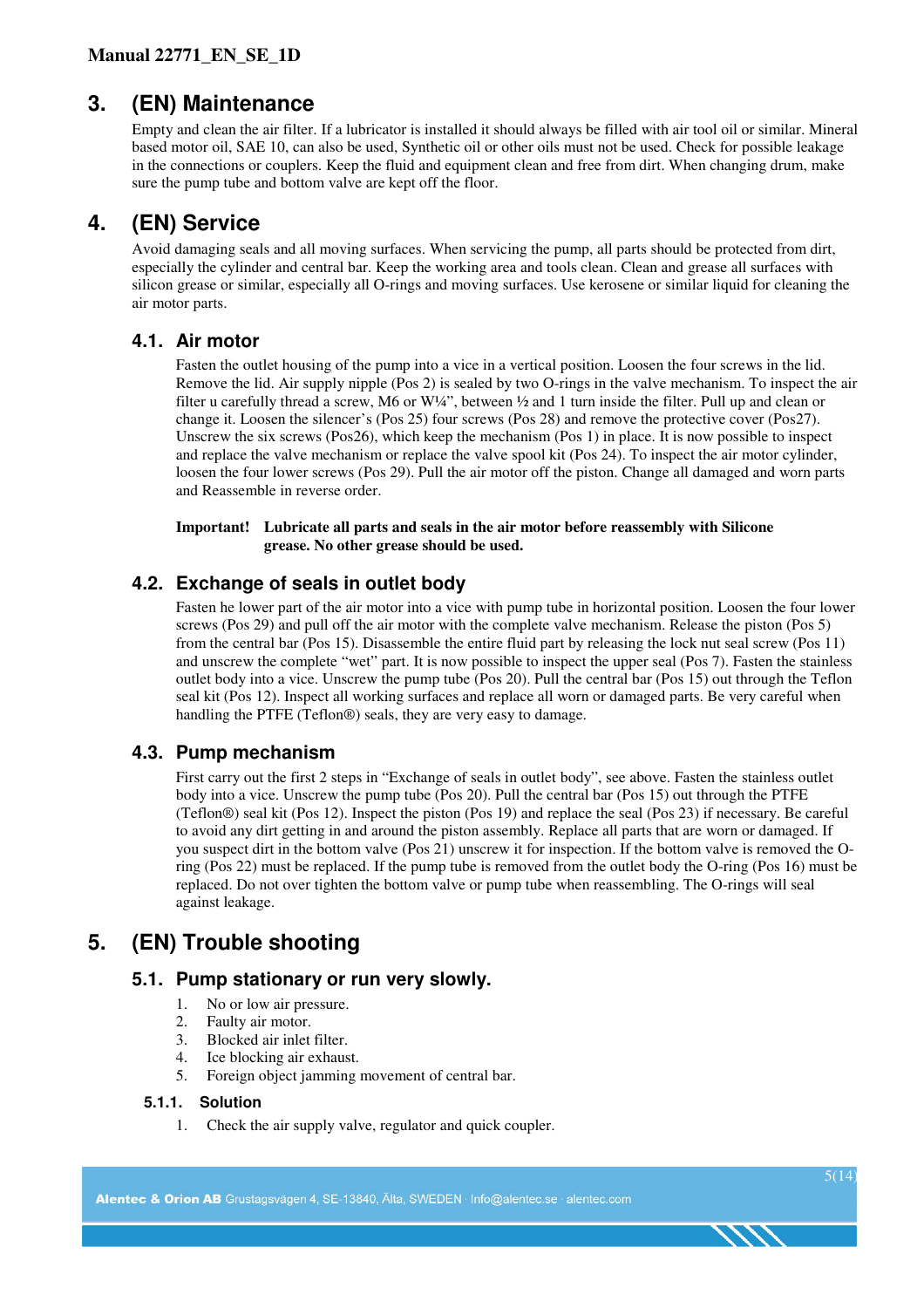## 3. (EN) Maintenance

Empty and clean the air filter. If a lubricator is installed it should always be filled with air tool oil or similar. Mineral based motor oil, SAE 10, can also be used, Synthetic oil or other oils must not be used. Check for possible leakage in the connections or couplers. Keep the fluid and equipment clean and free from dirt. When changing drum, make sure the pump tube and bottom valve are kept off the floor.

## 4. (EN) Service

Avoid damaging seals and all moving surfaces. When servicing the pump, all parts should be protected from dirt, especially the cylinder and central bar. Keep the working area and tools clean. Clean and grease all surfaces with silicon grease or similar, especially all O-rings and moving surfaces. Use kerosene or similar liquid for cleaning the air motor parts.

### 4.1. Air motor

Fasten the outlet housing of the pump into a vice in a vertical position. Loosen the four screws in the lid. Remove the lid. Air supply nipple (Pos 2) is sealed by two O-rings in the valve mechanism. To inspect the air filter u carefully thread a screw, M6 or W¼", between ½ and 1 turn inside the filter. Pull up and clean or change it. Loosen the silencer's (Pos 25) four screws (Pos 28) and remove the protective cover (Pos27). Unscrew the six screws (Pos26), which keep the mechanism (Pos 1) in place. It is now possible to inspect and replace the valve mechanism or replace the valve spool kit (Pos 24). To inspect the air motor cylinder, loosen the four lower screws (Pos 29). Pull the air motor off the piston. Change all damaged and worn parts and Reassemble in reverse order.

**Important! Lubricate all parts and seals in the air motor before reassembly with Silicone grease. No other grease should be used.**

### 4.2. Exchange of seals in outlet body

Fasten he lower part of the air motor into a vice with pump tube in horizontal position. Loosen the four lower screws (Pos 29) and pull off the air motor with the complete valve mechanism. Release the piston (Pos 5) from the central bar (Pos 15). Disassemble the entire fluid part by releasing the lock nut seal screw (Pos 11) and unscrew the complete "wet" part. It is now possible to inspect the upper seal (Pos 7). Fasten the stainless outlet body into a vice. Unscrew the pump tube (Pos 20). Pull the central bar (Pos 15) out through the Teflon seal kit (Pos 12). Inspect all working surfaces and replace all worn or damaged parts. Be very careful when handling the PTFE (Teflon®) seals, they are very easy to damage.

### 4.3. Pump mechanism

First carry out the first 2 steps in "Exchange of seals in outlet body", see above. Fasten the stainless outlet body into a vice. Unscrew the pump tube (Pos 20). Pull the central bar (Pos 15) out through the PTFE (Teflon®) seal kit (Pos 12). Inspect the piston (Pos 19) and replace the seal (Pos 23) if necessary. Be careful to avoid any dirt getting in and around the piston assembly. Replace all parts that are worn or damaged. If you suspect dirt in the bottom valve (Pos 21) unscrew it for inspection. If the bottom valve is removed the O-ring (Pos 22) must be replaced. If the pump tube is removed from the outlet body the O-ring (Pos 16) must be replaced. Do not over tighten the bottom valve or pump tube when reassembling. The O-rings will seal against leakage.

## 5. (EN) Trouble shooting

### 5.1. Pump stationary or run very slowly.

1. No or low air pressure.
2. Faulty air motor.
3. Blocked air inlet filter.
4. Ice blocking air exhaust.
5. Foreign object jamming movement of central bar.

#### 5.1.1. Solution

1. Check the air supply valve, regulator and quick coupler.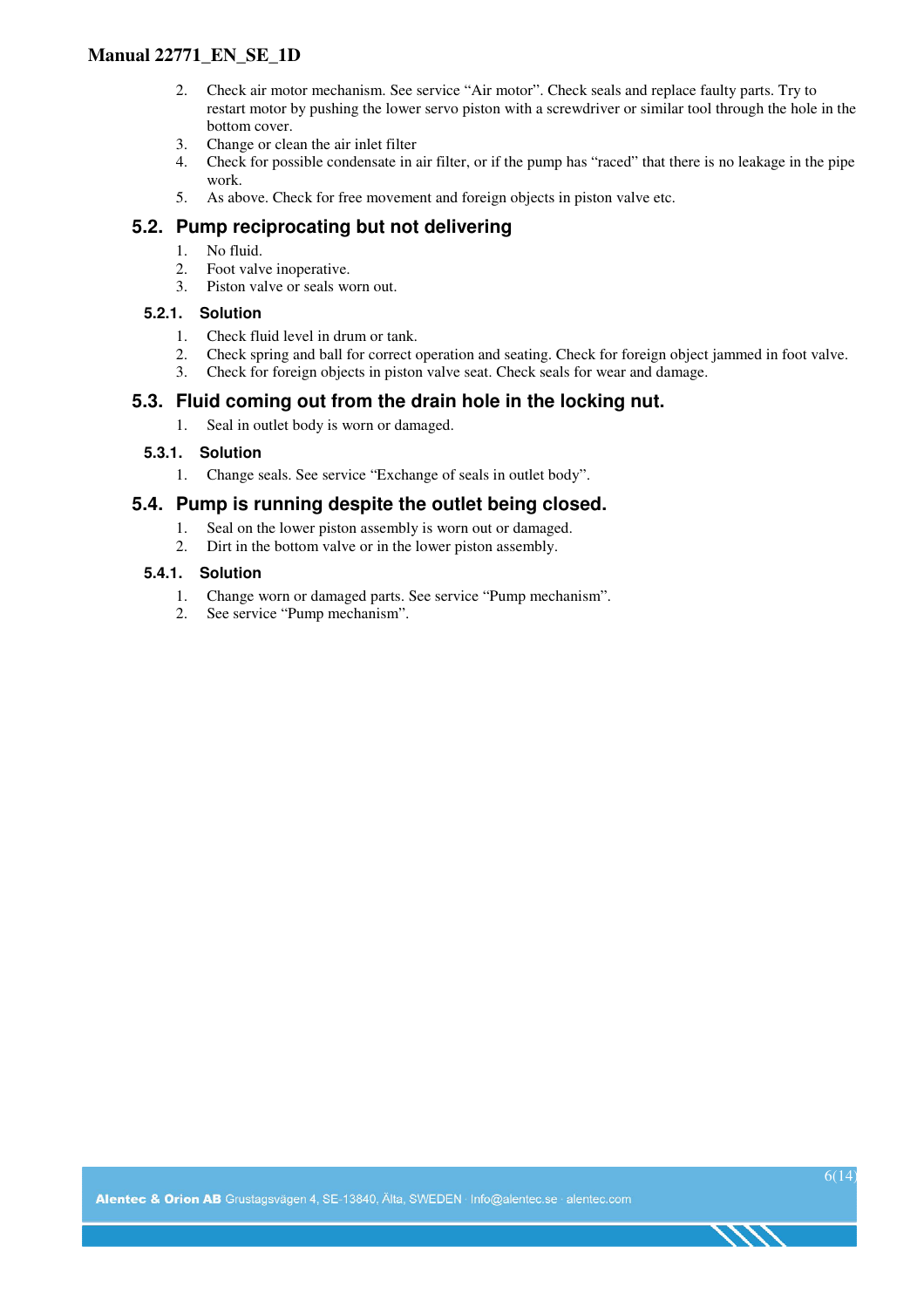2. Check air motor mechanism. See service “Air motor”. Check seals and replace faulty parts. Try to restart motor by pushing the lower servo piston with a screwdriver or similar tool through the hole in the bottom cover.
3. Change or clean the air inlet filter
4. Check for possible condensate in air filter, or if the pump has “raced” that there is no leakage in the pipe work.
5. As above. Check for free movement and foreign objects in piston valve etc.

## 5.2. Pump reciprocating but not delivering

1. No fluid.
2. Foot valve inoperative.
3. Piston valve or seals worn out.

### 5.2.1. Solution

1. Check fluid level in drum or tank.
2. Check spring and ball for correct operation and seating. Check for foreign object jammed in foot valve.
3. Check for foreign objects in piston valve seat. Check seals for wear and damage.

## 5.3. Fluid coming out from the drain hole in the locking nut.

1. Seal in outlet body is worn or damaged.

### 5.3.1. Solution

1. Change seals. See service “Exchange of seals in outlet body”.

## 5.4. Pump is running despite the outlet being closed.

1. Seal on the lower piston assembly is worn out or damaged.
2. Dirt in the bottom valve or in the lower piston assembly.

### 5.4.1. Solution

1. Change worn or damaged parts. See service “Pump mechanism”.
2. See service “Pump mechanism”.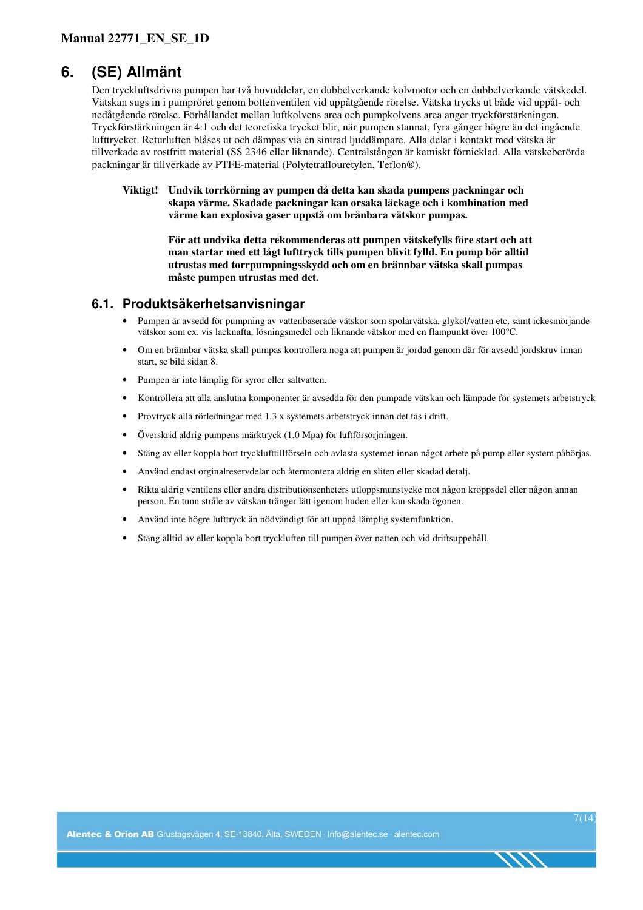## 6. (SE) Allmänt

Den tryckluftsdrivna pumpen har två huvuddelar, en dubbelverkande kolvmotor och en dubbelverkande vätskedel. Vätskan sugs in i pumpröret genom bottenventilen vid uppåtgående rörelse. Vätska trycks ut både vid uppåt- och nedåtgående rörelse. Förhållandet mellan luftkolvens area och pumpkolvens area anger tryckförstärkningen. Tryckförstärkningen är 4:1 och det teoretiska trycket blir, när pumpen stannat, fyra gånger högre än det ingående lufttrycket. Returluften blåses ut och dämpas via en sintrad ljuddämpare. Alla delar i kontakt med vätska är tillverkade av rostfritt material (SS 2346 eller liknande). Centralstången är kemiskt förnicklad. Alla vätskeberörda packningar är tillverkade av PTFE-material (Polytetraflouretylen, Teflon®).

**Viktigt!** **Undvik torrkörning av pumpen då detta kan skada pumpens packningar och skapa värme. Skadade packningar kan orsaka läckage och i kombination med värme kan explosiva gaser uppstå om bränbara vätskor pumpas.**

**För att undvika detta rekommenderas att pumpen vätskefylls före start och att man startar med ett lågt lufttryck tills pumpen blivit fylld. En pump bör alltid utrustas med torrpumpningsskydd och om en brännbar vätska skall pumpas måste pumpen utrustas med det.**

### 6.1. Produktsäkerhetsanvisningar

- Pumpen är avsedd för pumpning av vattenbaserade vätskor som spolarvätska, glykol/vatten etc. samt ickesmörjande vätskor som ex. vis lacknafta, lösningsmedel och liknande vätskor med en flampunkt över 100°C.
- Om en brännbar vätska skall pumpas kontrollera noga att pumpen är jordad genom där för avsedd jordskruv innan start, se bild sidan 8.
- Pumpen är inte lämplig för syror eller saltvatten.
- Kontrollera att alla anslutna komponenter är avsedda för den pumpade vätskan och lämpade för systemets arbetstryck
- Provtryck alla rörledningar med 1.3 x systemets arbetstryck innan det tas i drift.
- Överskrid aldrig pumpens märktryck (1,0 Mpa) för luftförsörjningen.
- Stäng av eller koppla bort trycklufttillförseln och avlasta systemet innan något arbete på pump eller system påbörjas.
- Använd endast orginalreservdelar och återmontera aldrig en sliten eller skadad detalj.
- Rikta aldrig ventilens eller andra distributionsenheters utloppsmunstycke mot någon kroppsdel eller någon annan person. En tunn stråle av vätskan tränger lätt igenom huden eller kan skada ögonen.
- Använd inte högre lufttryck än nödvändigt för att uppnå lämplig systemfunktion.
- Stäng alltid av eller koppla bort tryckluften till pumpen över natten och vid driftsuppehåll.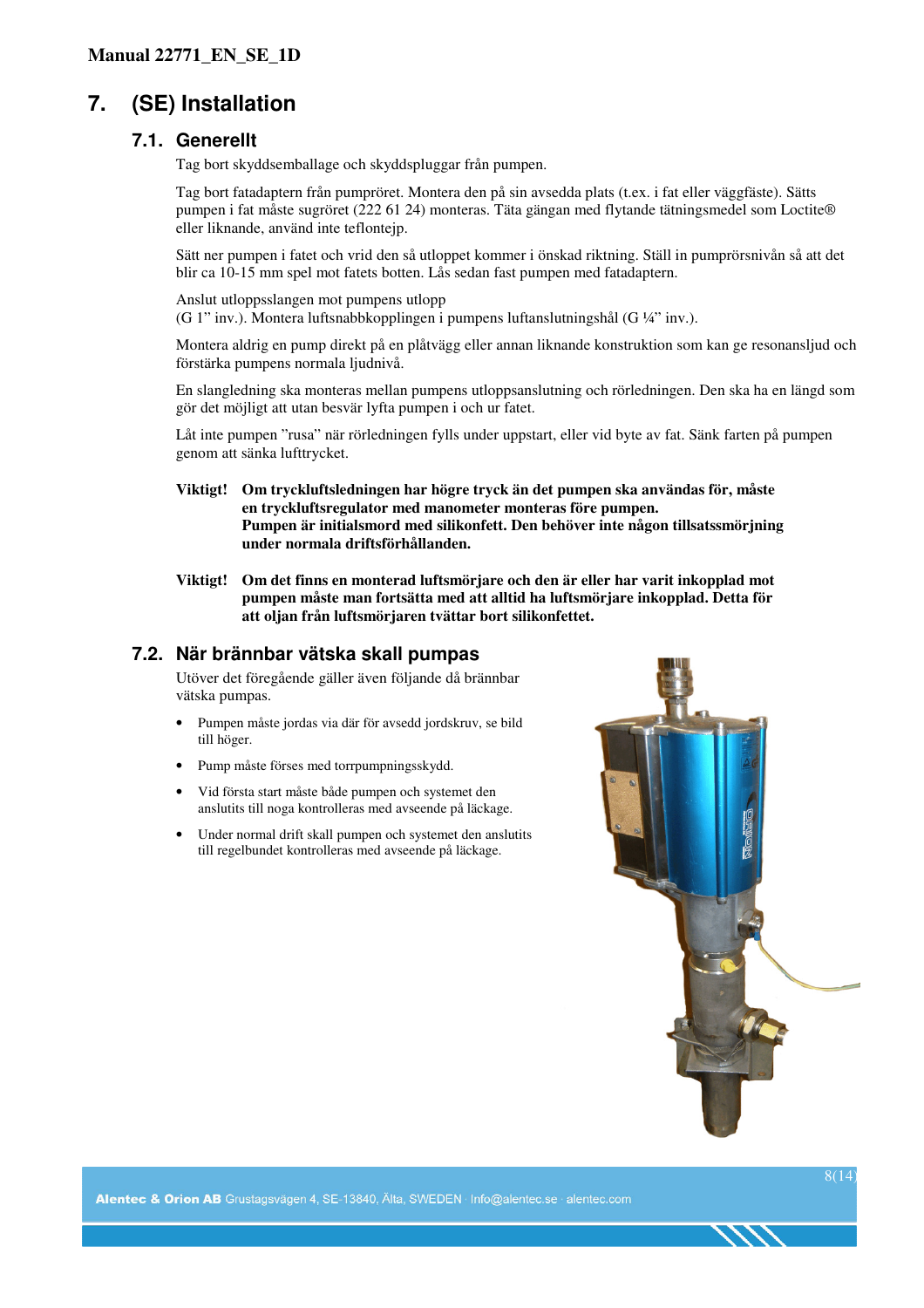# 7. (SE) Installation

## 7.1. Generellt

Tag bort skyddsemballage och skyddspluggar från pumpen.

Tag bort fatadaptern från pumpröret. Montera den på sin avsedda plats (t.ex. i fat eller väggfäste). Sätts pumpen i fat måste sugröret (222 61 24) monteras. Täta gängan med flytande tätningsmedel som Loctite® eller liknande, använd inte teflontejp.

Sätt ner pumpen i fatet och vrid den så utloppet kommer i önskad riktning. Ställ in pumprörsnivån så att det blir ca 10-15 mm spel mot fatets botten. Lås sedan fast pumpen med fatadaptern.

Anslut utloppsslangen mot pumpens utlopp
(G 1" inv.). Montera luftsnabbkopplingen i pumpens luftanslutningshål (G ¼" inv.).

Montera aldrig en pump direkt på en plåtvägg eller annan liknande konstruktion som kan ge resonansljud och förstärka pumpens normala ljudnivå.

En slangledning ska monteras mellan pumpens utloppsanslutning och rörledningen. Den ska ha en längd som gör det möjligt att utan besvär lyfta pumpen i och ur fatet.

Låt inte pumpen "rusa" när rörledningen fylls under uppstart, eller vid byte av fat. Sänk farten på pumpen genom att sänka lufttrycket.

**Viktigt!** **Om tryckluftsledningen har högre tryck än det pumpen ska användas för, måste en tryckluftsregulator med manometer monteras före pumpen.**
**Pumpen är initialsmord med silikonfett. Den behöver inte någon tillsatssmörjning under normala driftsförhållanden.**

**Viktigt!** **Om det finns en monterad luftsmörjare och den är eller har varit inkopplad mot pumpen måste man fortsätta med att alltid ha luftsmörjare inkopplad. Detta för att oljan från luftsmörjaren tvättar bort silikonfettet.**

## 7.2. När brännbar vätska skall pumpas

Utöver det föregående gäller även följande då brännbar vätska pumpas.

- Pumpen måste jordas via där för avsedd jordskruv, se bild till höger.
- Pump måste förses med torrpumpningsskydd.
- Vid första start måste både pumpen och systemet den anslutits till noga kontrolleras med avseende på läckage.
- Under normal drift skall pumpen och systemet den anslutits till regelbundet kontrolleras med avseende på läckage.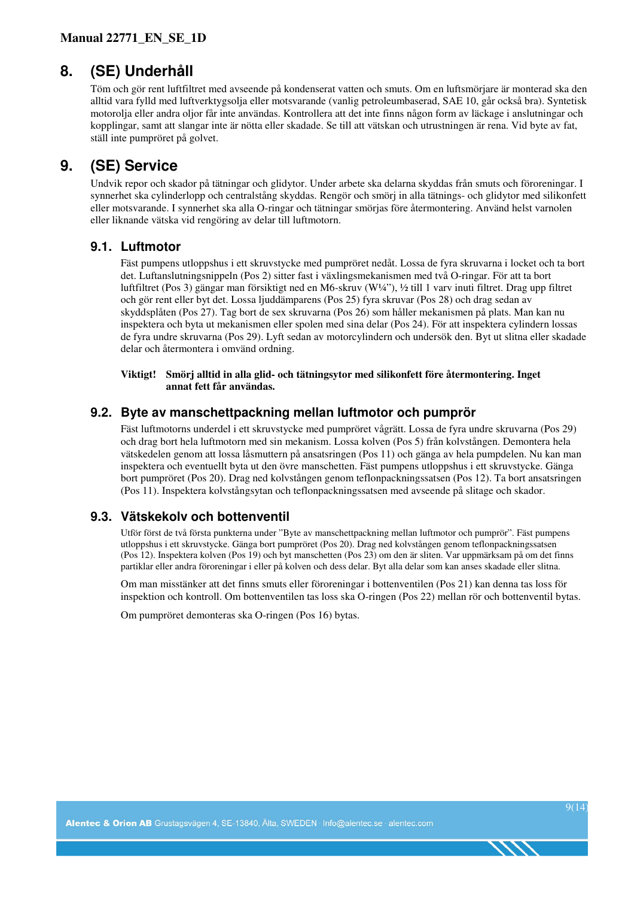## 8. (SE) Underhåll

Töm och gör rent luftfiltret med avseende på kondenserat vatten och smuts. Om en luftsmörjare är monterad ska den alltid vara fylld med luftverktygsolja eller motsvarande (vanlig petroleumbaserad, SAE 10, går också bra). Syntetisk motorolja eller andra oljor får inte användas. Kontrollera att det inte finns någon form av läckage i anslutningar och kopplingar, samt att slangar inte är nötta eller skadade. Se till att vätskan och utrustningen är rena. Vid byte av fat, ställ inte pumpröret på golvet.

## 9. (SE) Service

Undvik repor och skador på tätningar och glidytor. Under arbete ska delarna skyddas från smuts och föroreningar. I synnerhet ska cylinderlopp och centralstång skyddas. Rengör och smörj in alla tätnings- och glidytor med silikonfett eller motsvarande. I synnerhet ska alla O-ringar och tätningar smörjas före återmontering. Använd helst varnolen eller liknande vätska vid rengöring av delar till luftmotorn.

### 9.1. Luftmotor

Fäst pumpens utloppshus i ett skruvstycke med pumpröret nedåt. Lossa de fyra skruvarna i locket och ta bort det. Luftanslutningsnippeln (Pos 2) sitter fast i växlingsmekanismen med två O-ringar. För att ta bort luftfiltret (Pos 3) gängar man försiktigt ned en M6-skruv (W¼”), ½ till 1 varv inuti filtret. Drag upp filtret och gör rent eller byt det. Lossa ljuddämparens (Pos 25) fyra skruvar (Pos 28) och drag sedan av skyddsplåten (Pos 27). Tag bort de sex skruvarna (Pos 26) som håller mekanismen på plats. Man kan nu inspektera och byta ut mekanismen eller spolen med sina delar (Pos 24). För att inspektera cylindern lossas de fyra undre skruvarna (Pos 29). Lyft sedan av motorcylindern och undersök den. Byt ut slitna eller skadade delar och återmontera i omvänd ordning.

**Viktigt! Smörj alltid in alla glid- och tätningsytor med silikonfett före återmontering. Inget annat fett får användas.**

### 9.2. Byte av manschettpackning mellan luftmotor och pumprör

Fäst luftmotorns underdel i ett skruvstycke med pumpröret vågrätt. Lossa de fyra undre skruvarna (Pos 29) och drag bort hela luftmotorn med sin mekanism. Lossa kolven (Pos 5) från kolvstången. Demontera hela vätskedelen genom att lossa låsmuttern på ansatsringen (Pos 11) och gänga av hela pumpdelen. Nu kan man inspektera och eventuellt byta ut den övre manschetten. Fäst pumpens utloppshus i ett skruvstycke. Gänga bort pumpröret (Pos 20). Drag ned kolvstången genom teflonpackningssatsen (Pos 12). Ta bort ansatsringen (Pos 11). Inspektera kolvstångsytan och teflonpackningssatsen med avseende på slitage och skador.

### 9.3. Vätskekolv och bottenventil

Utför först de två första punkterna under ”Byte av manschettpackning mellan luftmotor och pumprör”. Fäst pumpens utloppshus i ett skruvstycke. Gänga bort pumpröret (Pos 20). Drag ned kolvstången genom teflonpackningssatsen (Pos 12). Inspektera kolven (Pos 19) och byt manschetten (Pos 23) om den är sliten. Var uppmärksam på om det finns partiklar eller andra föroreningar i eller på kolven och dess delar. Byt alla delar som kan anses skadade eller slitna.

Om man misstänker att det finns smuts eller föroreningar i bottenventilen (Pos 21) kan denna tas loss för inspektion och kontroll. Om bottenventilen tas loss ska O-ringen (Pos 22) mellan rör och bottenventil bytas.

Om pumpröret demonteras ska O-ringen (Pos 16) bytas.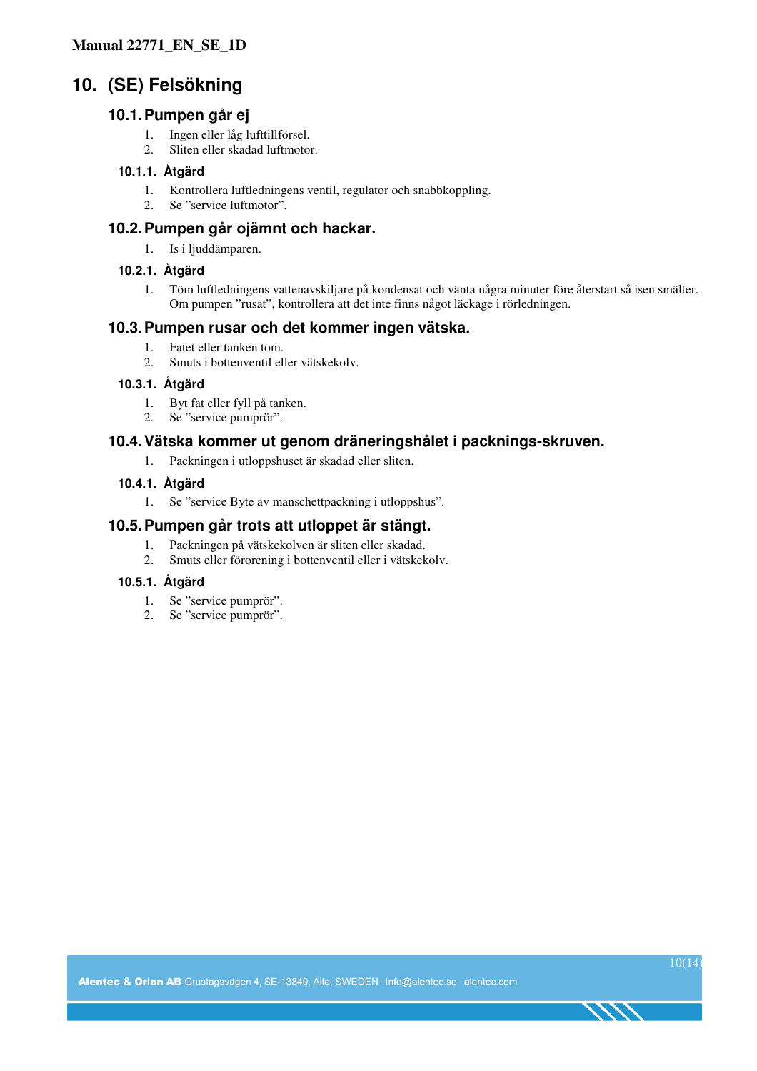# 10. (SE) Felsökning

## 10.1. Pumpen går ej

1. Ingen eller låg lufttillförsel.
2. Sliten eller skadad luftmotor.

### 10.1.1. Åtgärd

1. Kontrollera luftledningens ventil, regulator och snabbkoppling.
2. Se ”service luftmotor”.

## 10.2. Pumpen går ojämnt och hackar.

1. Is i ljuddämparen.

### 10.2.1. Åtgärd

1. Töm luftledningens vattenavskiljare på kondensat och vänta några minuter före återstart så isen smälter. Om pumpen ”rusat”, kontrollera att det inte finns något läckage i rörledningen.

## 10.3. Pumpen rusar och det kommer ingen vätska.

1. Fatet eller tanken tom.
2. Smuts i bottenventil eller vätskekolv.

### 10.3.1. Åtgärd

1. Byt fat eller fyll på tanken.
2. Se ”service pumprör”.

## 10.4. Vätska kommer ut genom dräneringshålet i packnings-skruven.

1. Packningen i utloppshuset är skadad eller sliten.

### 10.4.1. Åtgärd

1. Se ”service Byte av manschettpackning i utloppshus”.

## 10.5. Pumpen går trots att utloppet är stängt.

1. Packningen på vätskekolven är sliten eller skadad.
2. Smuts eller förorening i bottenventil eller i vätskekolv.

### 10.5.1. Åtgärd

1. Se ”service pumprör”.
2. Se ”service pumprör”.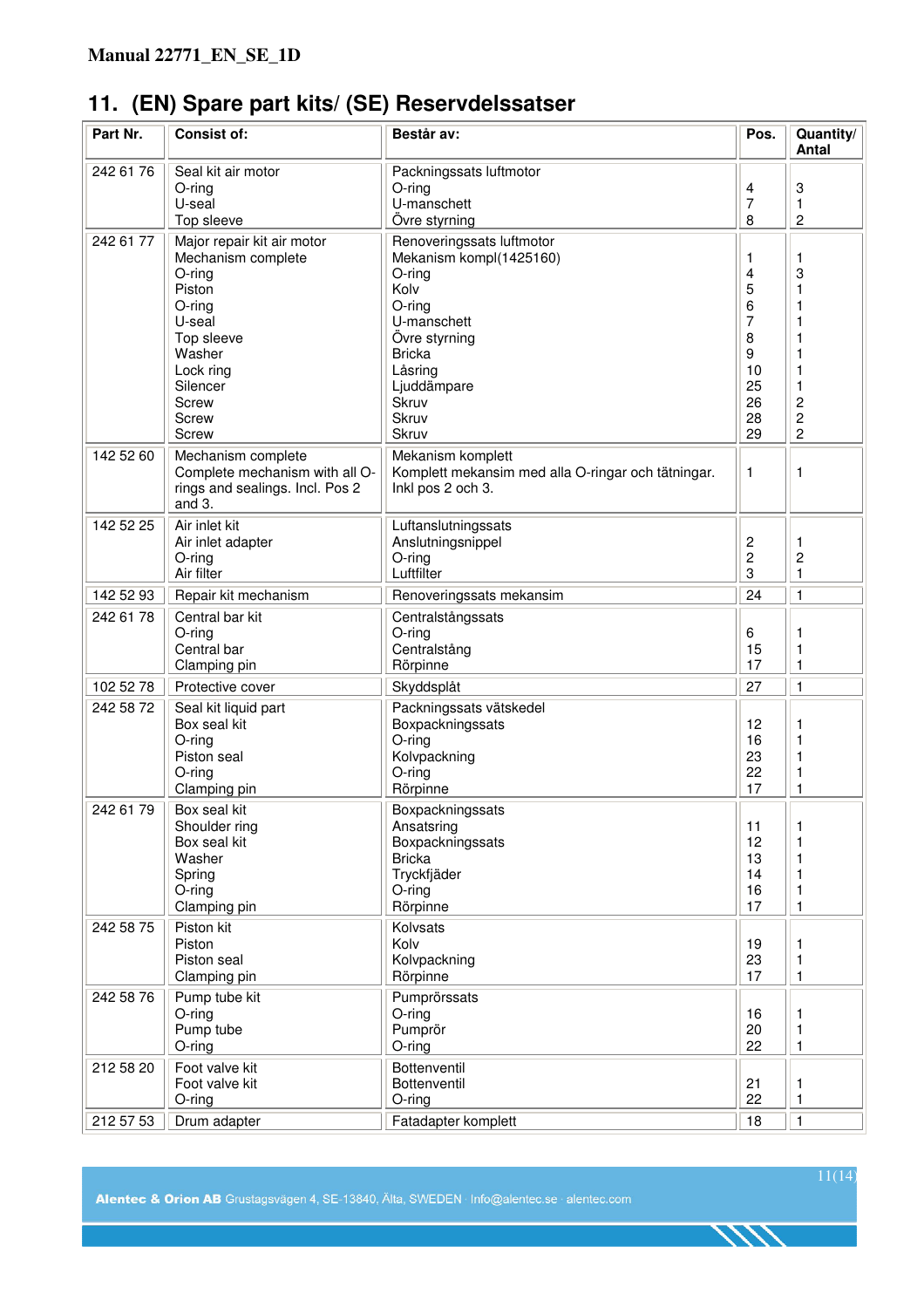**Manual 22771_EN_SE_1D**

# 11. (EN) Spare part kits/ (SE) Reservdelssatser

| Part Nr. | Consist of: | Består av: | Pos. | Quantity/ Antal |
|---|---|---|---|---|
| 242 61 76 | Seal kit air motor<br>O-ring<br>U-seal<br>Top sleeve | Packningssats luftmotor<br>O-ring<br>U-manschett<br>Övre styrning | <br>4<br>7<br>8 | <br>3<br>1<br>2 |
| 242 61 77 | Major repair kit air motor<br>Mechanism complete<br>O-ring<br>Piston<br>O-ring<br>U-seal<br>Top sleeve<br>Washer<br>Lock ring<br>Silencer<br>Screw<br>Screw<br>Screw | Renoveringssats luftmotor<br>Mekanism kompl(1425160)<br>O-ring<br>Kolv<br>O-ring<br>U-manschett<br>Övre styrning<br>Bricka<br>Låsring<br>Ljuddämpare<br>Skruv<br>Skruv<br>Skruv | <br>1<br>4<br>5<br>6<br>7<br>8<br>9<br>10<br>25<br>26<br>28<br>29 | <br>1<br>3<br>1<br>1<br>1<br>1<br>1<br>1<br>1<br>2<br>2<br>2 |
| 142 52 60 | Mechanism complete<br>Complete mechanism with all O-rings and sealings. Incl. Pos 2 and 3. | Mekanism komplett<br>Komplett mekansim med alla O-ringar och tätningar. Inkl pos 2 och 3. | <br>1 | <br>1 |
| 142 52 25 | Air inlet kit<br>Air inlet adapter<br>O-ring<br>Air filter | Luftanslutningssats<br>Anslutningsnippel<br>O-ring<br>Luftfilter | <br>2<br>2<br>3 | <br>1<br>2<br>1 |
| 142 52 93 | Repair kit mechanism | Renoveringssats mekansim | 24 | 1 |
| 242 61 78 | Central bar kit<br>O-ring<br>Central bar<br>Clamping pin | Centralstångssats<br>O-ring<br>Centralstång<br>Rörpinne | <br>6<br>15<br>17 | <br>1<br>1<br>1 |
| 102 52 78 | Protective cover | Skyddsplåt | 27 | 1 |
| 242 58 72 | Seal kit liquid part<br>Box seal kit<br>O-ring<br>Piston seal<br>O-ring<br>Clamping pin | Packningssats vätskedel<br>Boxpackningssats<br>O-ring<br>Kolvpackning<br>O-ring<br>Rörpinne | <br>12<br>16<br>23<br>22<br>17 | <br>1<br>1<br>1<br>1<br>1 |
| 242 61 79 | Box seal kit<br>Shoulder ring<br>Box seal kit<br>Washer<br>Spring<br>O-ring<br>Clamping pin | Boxpackningssats<br>Ansatsring<br>Boxpackningssats<br>Bricka<br>Tryckfjäder<br>O-ring<br>Rörpinne | <br>11<br>12<br>13<br>14<br>16<br>17 | <br>1<br>1<br>1<br>1<br>1<br>1 |
| 242 58 75 | Piston kit<br>Piston<br>Piston seal<br>Clamping pin | Kolvsats<br>Kolv<br>Kolvpackning<br>Rörpinne | <br>19<br>23<br>17 | <br>1<br>1<br>1 |
| 242 58 76 | Pump tube kit<br>O-ring<br>Pump tube<br>O-ring | Pumprörssats<br>O-ring<br>Pumprör<br>O-ring | <br>16<br>20<br>22 | <br>1<br>1<br>1 |
| 212 58 20 | Foot valve kit<br>Foot valve kit<br>O-ring | Bottenventil<br>Bottenventil<br>O-ring | <br>21<br>22 | <br>1<br>1 |
| 212 57 53 | Drum adapter | Fatadapter komplett | 18 | 1 |

**Alentec & Orion AB** Grustagsvägen 4, SE-13840, Älta, SWEDEN · Info@alentec.se · alentec.com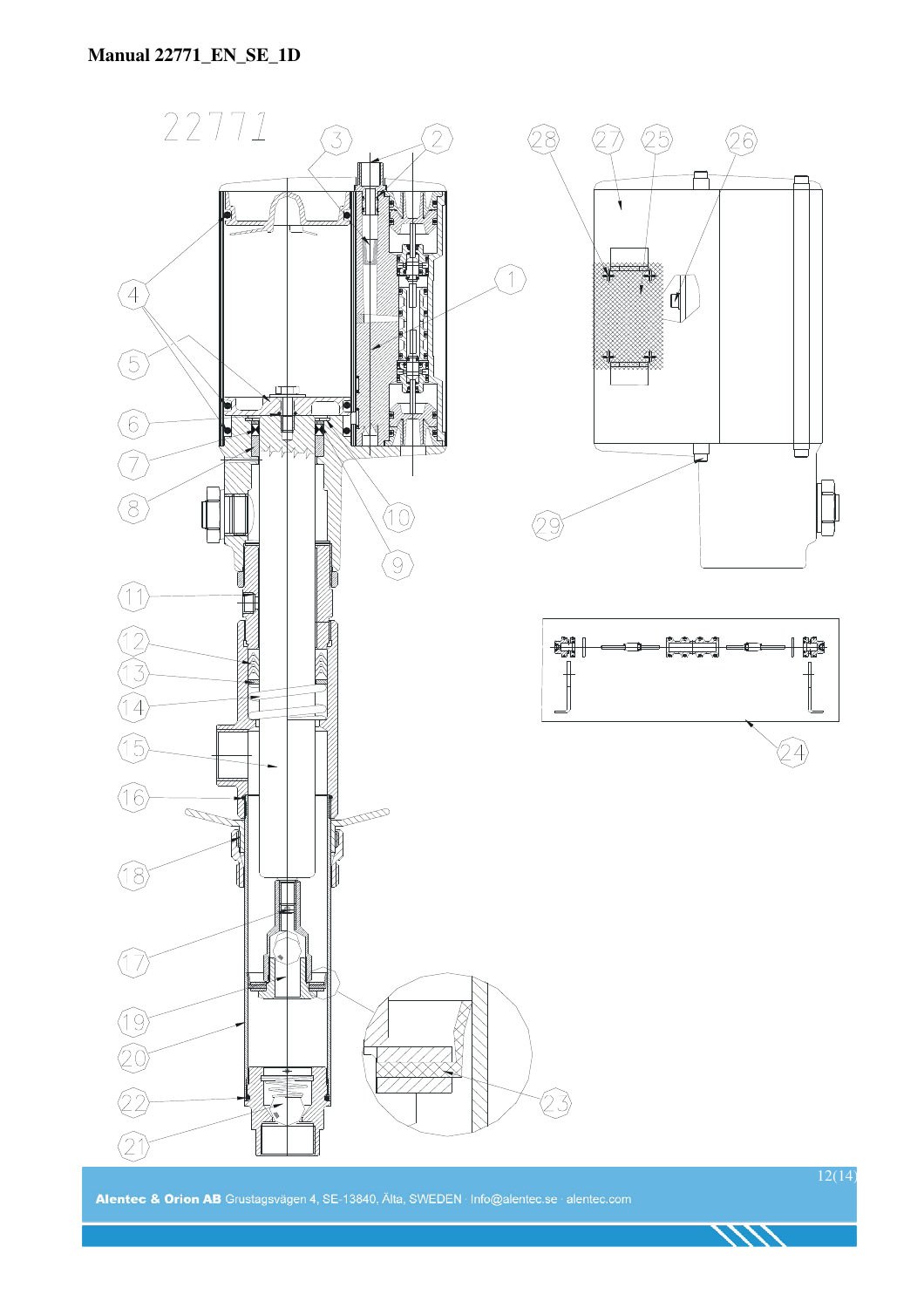22771

3 2 28 27 25 26

1

4

5

6

7

8

10

9

29

11

12

13

14

24

15

16

18

17

19

20

22

23

21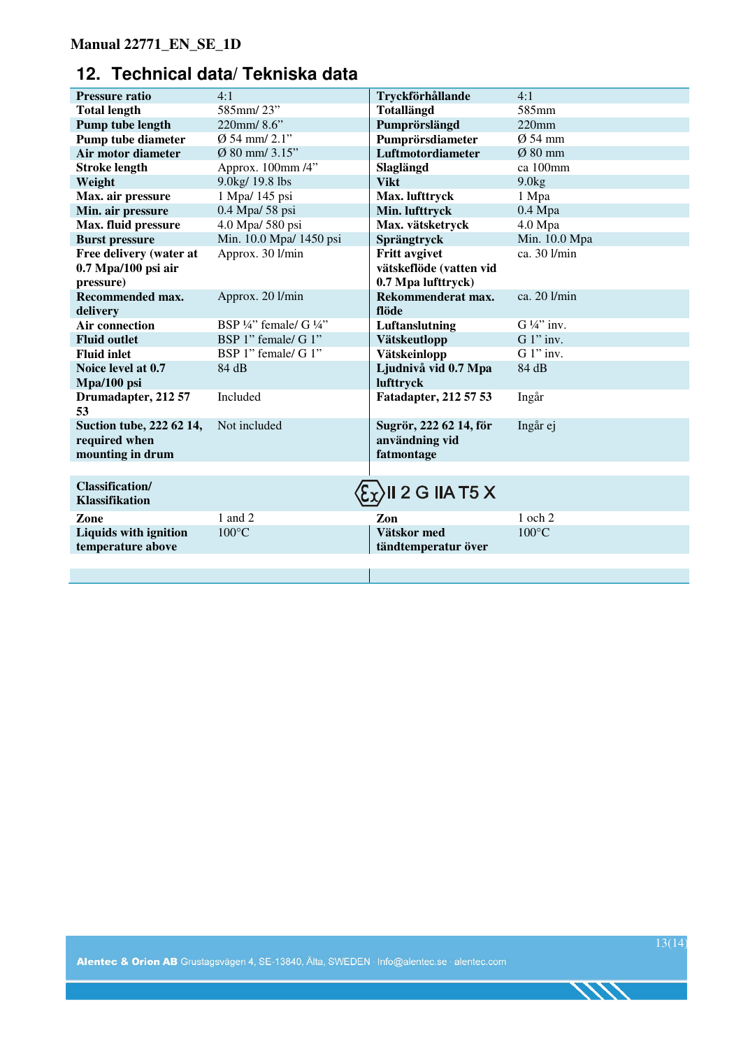## 12. Technical data/ Tekniska data

| | | | |
|---|---|---|---|
| **Pressure ratio** | 4:1 | **Tryckförhållande** | 4:1 |
| **Total length** | 585mm/ 23” | **Totallängd** | 585mm |
| **Pump tube length** | 220mm/ 8.6” | **Pumprörslängd** | 220mm |
| **Pump tube diameter** | Ø 54 mm/ 2.1” | **Pumprörsdiameter** | Ø 54 mm |
| **Air motor diameter** | Ø 80 mm/ 3.15” | **Luftmotordiameter** | Ø 80 mm |
| **Stroke length** | Approx. 100mm /4” | **Slaglängd** | ca 100mm |
| **Weight** | 9.0kg/ 19.8 lbs | **Vikt** | 9.0kg |
| **Max. air pressure** | 1 Mpa/ 145 psi | **Max. lufttryck** | 1 Mpa |
| **Min. air pressure** | 0.4 Mpa/ 58 psi | **Min. lufttryck** | 0.4 Mpa |
| **Max. fluid pressure** | 4.0 Mpa/ 580 psi | **Max. vätsketryck** | 4.0 Mpa |
| **Burst pressure** | Min. 10.0 Mpa/ 1450 psi | **Sprängtryck** | Min. 10.0 Mpa |
| **Free delivery (water at 0.7 Mpa/100 psi air pressure)** | Approx. 30 l/min | **Fritt avgivet vätskeflöde (vatten vid 0.7 Mpa lufttryck)** | ca. 30 l/min |
| **Recommended max. delivery** | Approx. 20 l/min | **Rekommenderat max. flöde** | ca. 20 l/min |
| **Air connection** | BSP ¼” female/ G ¼” | **Luftanslutning** | G ¼” inv. |
| **Fluid outlet** | BSP 1” female/ G 1” | **Vätskeutlopp** | G 1” inv. |
| **Fluid inlet** | BSP 1” female/ G 1” | **Vätskeinlopp** | G 1” inv. |
| **Noice level at 0.7 Mpa/100 psi** | 84 dB | **Ljudnivå vid 0.7 Mpa lufttryck** | 84 dB |
| **Drumadapter, 212 57 53** | Included | **Fatadapter, 212 57 53** | Ingår |
| **Suction tube, 222 62 14, required when mounting in drum** | Not included | **Sugrör, 222 62 14, för användning vid fatmontage** | Ingår ej |
| | | | |
| **Classification/ Klassifikation** | | Ex II 2 G IIA T5 X | |
| **Zone** | 1 and 2 | **Zon** | 1 och 2 |
| **Liquids with ignition temperature above** | 100°C | **Vätskor med tändtemperatur över** | 100°C |

Alentec & Orion AB Grustagsvägen 4, SE-13840, Älta, SWEDEN · Info@alentec.se · alentec.com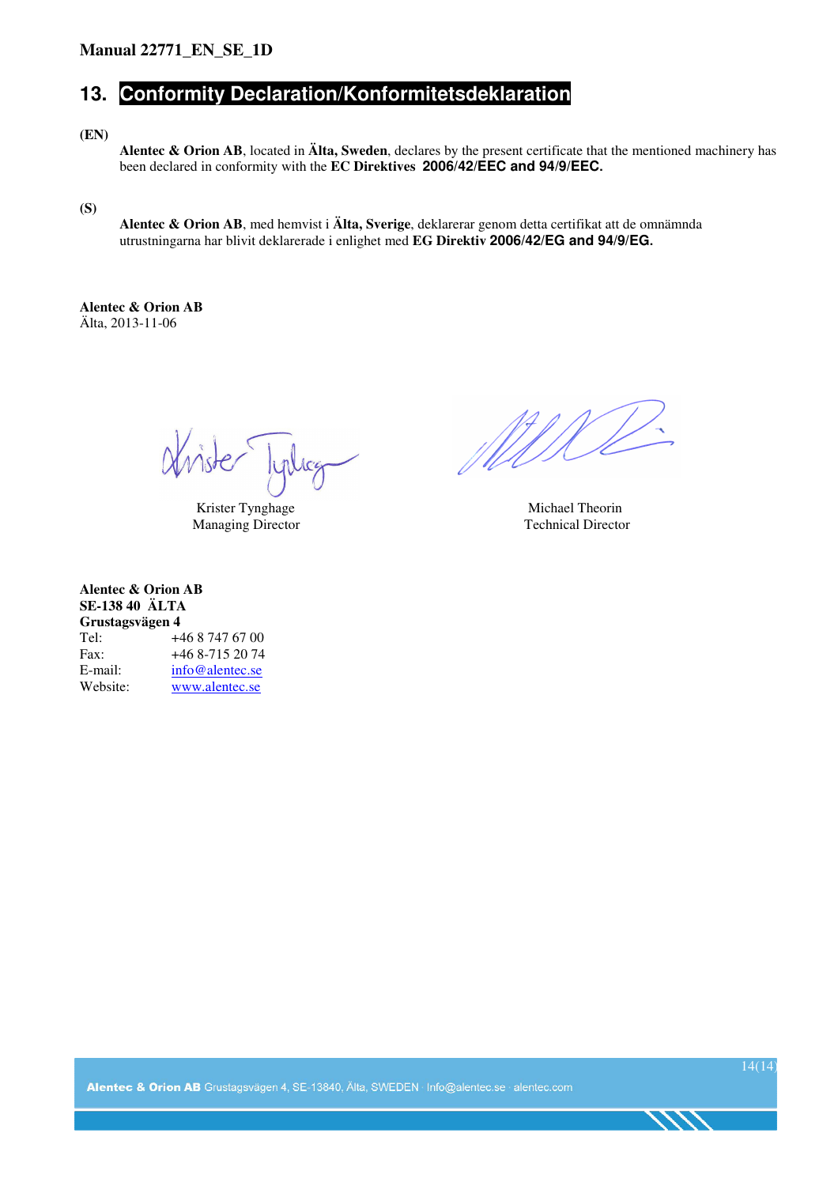## 13. Conformity Declaration/Konformitetsdeklaration

**(EN)**

**Alentec & Orion AB**, located in **Älta, Sweden**, declares by the present certificate that the mentioned machinery has been declared in conformity with the **EC Direktives 2006/42/EEC and 94/9/EEC.**

**(S)**

**Alentec & Orion AB**, med hemvist i **Älta, Sverige**, deklarerar genom detta certifikat att de omnämnda utrustningarna har blivit deklarerade i enlighet med **EG Direktiv 2006/42/EG and 94/9/EG.**

**Alentec & Orion AB**
Älta, 2013-11-06

Krister Tynghage
Managing Director

Michael Theorin
Technical Director

**Alentec & Orion AB**
**SE-138 40 ÄLTA**
**Grustagsvägen 4**

| | |
|---|---|
| Tel: | +46 8 747 67 00 |
| Fax: | +46 8-715 20 74 |
| E-mail: | info@alentec.se |
| Website: | www.alentec.se |